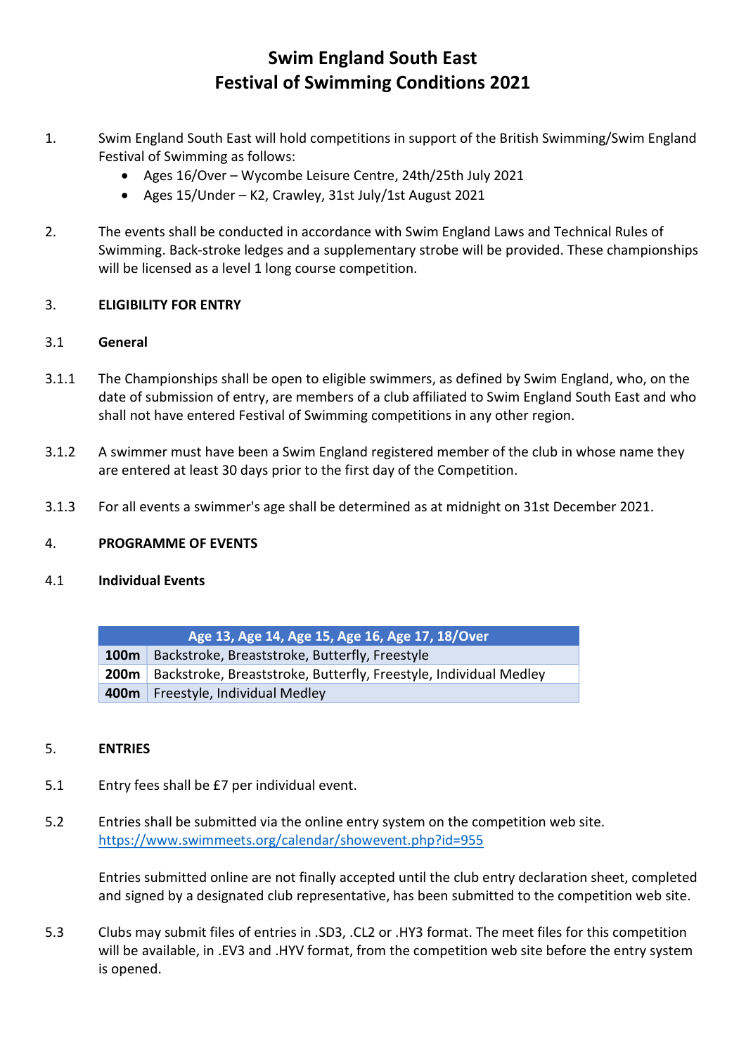# Swim England South East
# Festival of Swimming Conditions 2021

1. Swim England South East will hold competitions in support of the British Swimming/Swim England Festival of Swimming as follows:
   - Ages 16/Over – Wycombe Leisure Centre, 24th/25th July 2021
   - Ages 15/Under – K2, Crawley, 31st July/1st August 2021

2. The events shall be conducted in accordance with Swim England Laws and Technical Rules of Swimming. Back-stroke ledges and a supplementary strobe will be provided. These championships will be licensed as a level 1 long course competition.

3. **ELIGIBILITY FOR ENTRY**

3.1 **General**

3.1.1 The Championships shall be open to eligible swimmers, as defined by Swim England, who, on the date of submission of entry, are members of a club affiliated to Swim England South East and who shall not have entered Festival of Swimming competitions in any other region.

3.1.2 A swimmer must have been a Swim England registered member of the club in whose name they are entered at least 30 days prior to the first day of the Competition.

3.1.3 For all events a swimmer's age shall be determined as at midnight on 31st December 2021.

4. **PROGRAMME OF EVENTS**

4.1 **Individual Events**

| Age 13, Age 14, Age 15, Age 16, Age 17, 18/Over | |
|---|---|
| **100m** | Backstroke, Breaststroke, Butterfly, Freestyle |
| **200m** | Backstroke, Breaststroke, Butterfly, Freestyle, Individual Medley |
| **400m** | Freestyle, Individual Medley |

5. **ENTRIES**

5.1 Entry fees shall be £7 per individual event.

5.2 Entries shall be submitted via the online entry system on the competition web site. https://www.swimmeets.org/calendar/showevent.php?id=955

Entries submitted online are not finally accepted until the club entry declaration sheet, completed and signed by a designated club representative, has been submitted to the competition web site.

5.3 Clubs may submit files of entries in .SD3, .CL2 or .HY3 format. The meet files for this competition will be available, in .EV3 and .HYV format, from the competition web site before the entry system is opened.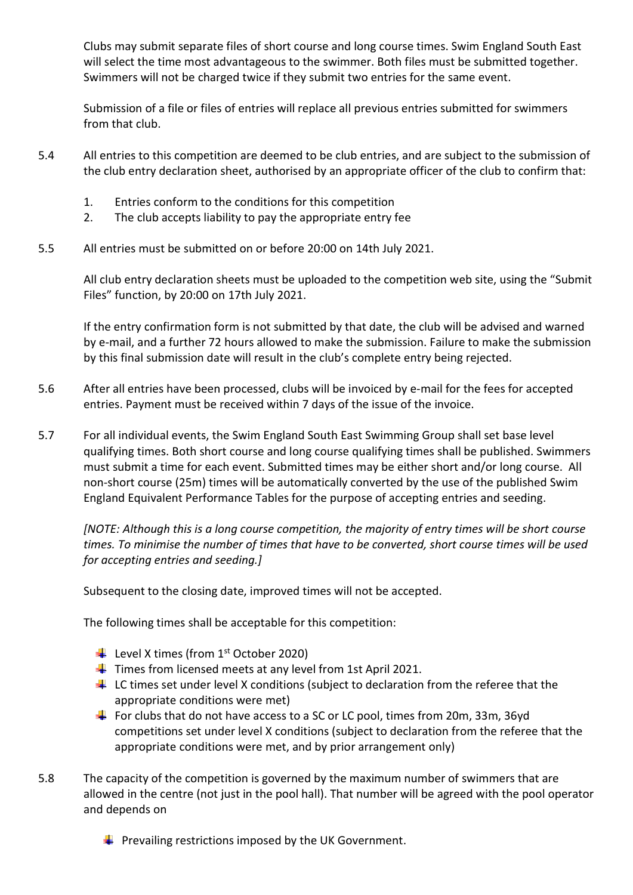Clubs may submit separate files of short course and long course times. Swim England South East will select the time most advantageous to the swimmer. Both files must be submitted together. Swimmers will not be charged twice if they submit two entries for the same event.

Submission of a file or files of entries will replace all previous entries submitted for swimmers from that club.

5.4 All entries to this competition are deemed to be club entries, and are subject to the submission of the club entry declaration sheet, authorised by an appropriate officer of the club to confirm that:

1. Entries conform to the conditions for this competition
2. The club accepts liability to pay the appropriate entry fee

5.5 All entries must be submitted on or before 20:00 on 14th July 2021.

All club entry declaration sheets must be uploaded to the competition web site, using the "Submit Files" function, by 20:00 on 17th July 2021.

If the entry confirmation form is not submitted by that date, the club will be advised and warned by e-mail, and a further 72 hours allowed to make the submission. Failure to make the submission by this final submission date will result in the club's complete entry being rejected.

5.6 After all entries have been processed, clubs will be invoiced by e-mail for the fees for accepted entries. Payment must be received within 7 days of the issue of the invoice.

5.7 For all individual events, the Swim England South East Swimming Group shall set base level qualifying times. Both short course and long course qualifying times shall be published. Swimmers must submit a time for each event. Submitted times may be either short and/or long course. All non-short course (25m) times will be automatically converted by the use of the published Swim England Equivalent Performance Tables for the purpose of accepting entries and seeding.

*[NOTE: Although this is a long course competition, the majority of entry times will be short course times. To minimise the number of times that have to be converted, short course times will be used for accepting entries and seeding.]*

Subsequent to the closing date, improved times will not be accepted.

The following times shall be acceptable for this competition:

- Level X times (from 1st October 2020)
- Times from licensed meets at any level from 1st April 2021.
- LC times set under level X conditions (subject to declaration from the referee that the appropriate conditions were met)
- For clubs that do not have access to a SC or LC pool, times from 20m, 33m, 36yd competitions set under level X conditions (subject to declaration from the referee that the appropriate conditions were met, and by prior arrangement only)

5.8 The capacity of the competition is governed by the maximum number of swimmers that are allowed in the centre (not just in the pool hall). That number will be agreed with the pool operator and depends on

- Prevailing restrictions imposed by the UK Government.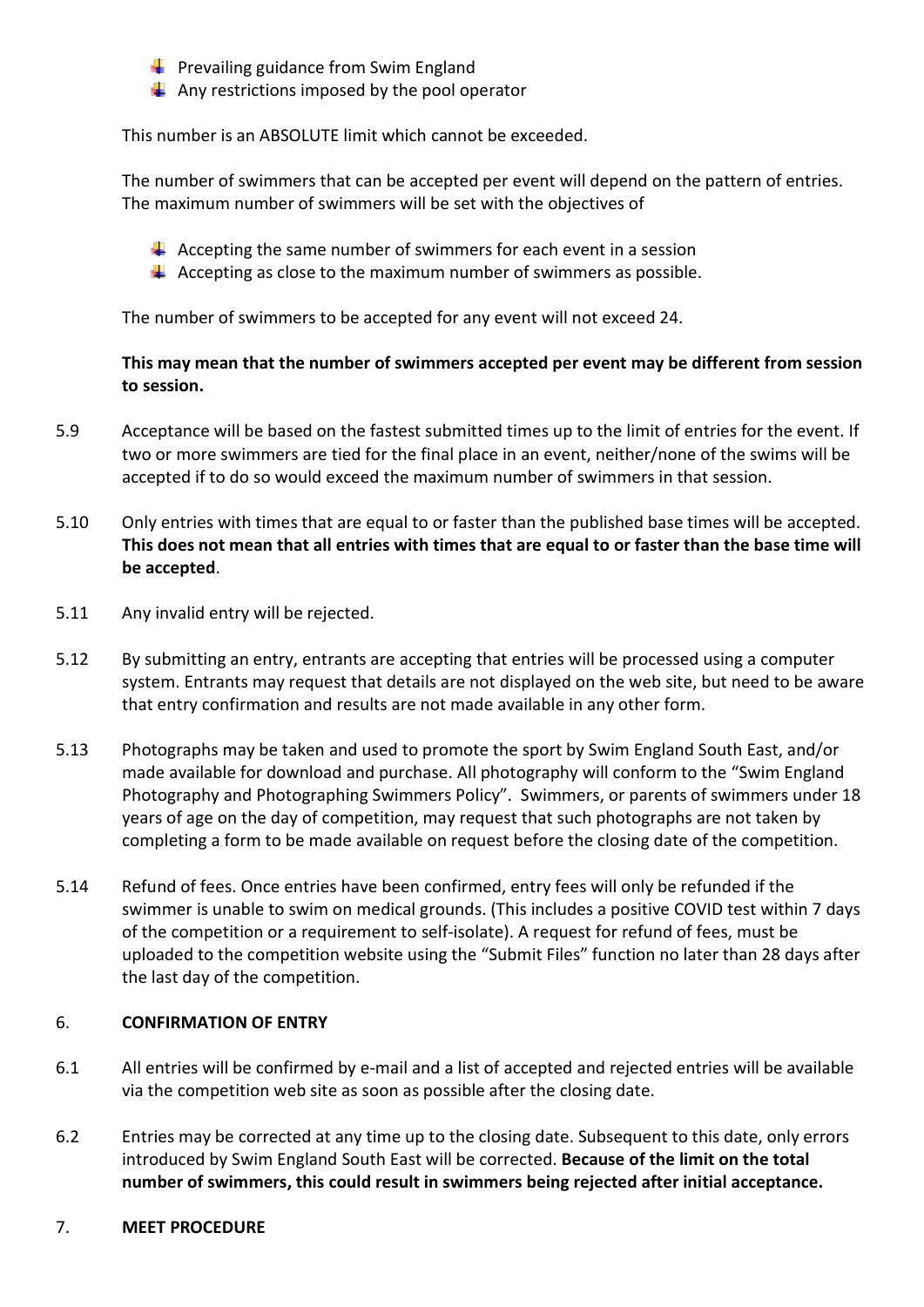- Prevailing guidance from Swim England
- Any restrictions imposed by the pool operator

This number is an ABSOLUTE limit which cannot be exceeded.

The number of swimmers that can be accepted per event will depend on the pattern of entries. The maximum number of swimmers will be set with the objectives of

- Accepting the same number of swimmers for each event in a session
- Accepting as close to the maximum number of swimmers as possible.

The number of swimmers to be accepted for any event will not exceed 24.

**This may mean that the number of swimmers accepted per event may be different from session to session.**

5.9 Acceptance will be based on the fastest submitted times up to the limit of entries for the event. If two or more swimmers are tied for the final place in an event, neither/none of the swims will be accepted if to do so would exceed the maximum number of swimmers in that session.

5.10 Only entries with times that are equal to or faster than the published base times will be accepted. **This does not mean that all entries with times that are equal to or faster than the base time will be accepted**.

5.11 Any invalid entry will be rejected.

5.12 By submitting an entry, entrants are accepting that entries will be processed using a computer system. Entrants may request that details are not displayed on the web site, but need to be aware that entry confirmation and results are not made available in any other form.

5.13 Photographs may be taken and used to promote the sport by Swim England South East, and/or made available for download and purchase. All photography will conform to the "Swim England Photography and Photographing Swimmers Policy". Swimmers, or parents of swimmers under 18 years of age on the day of competition, may request that such photographs are not taken by completing a form to be made available on request before the closing date of the competition.

5.14 Refund of fees. Once entries have been confirmed, entry fees will only be refunded if the swimmer is unable to swim on medical grounds. (This includes a positive COVID test within 7 days of the competition or a requirement to self-isolate). A request for refund of fees, must be uploaded to the competition website using the "Submit Files" function no later than 28 days after the last day of the competition.

## 6. CONFIRMATION OF ENTRY

6.1 All entries will be confirmed by e-mail and a list of accepted and rejected entries will be available via the competition web site as soon as possible after the closing date.

6.2 Entries may be corrected at any time up to the closing date. Subsequent to this date, only errors introduced by Swim England South East will be corrected. **Because of the limit on the total number of swimmers, this could result in swimmers being rejected after initial acceptance.**

## 7. MEET PROCEDURE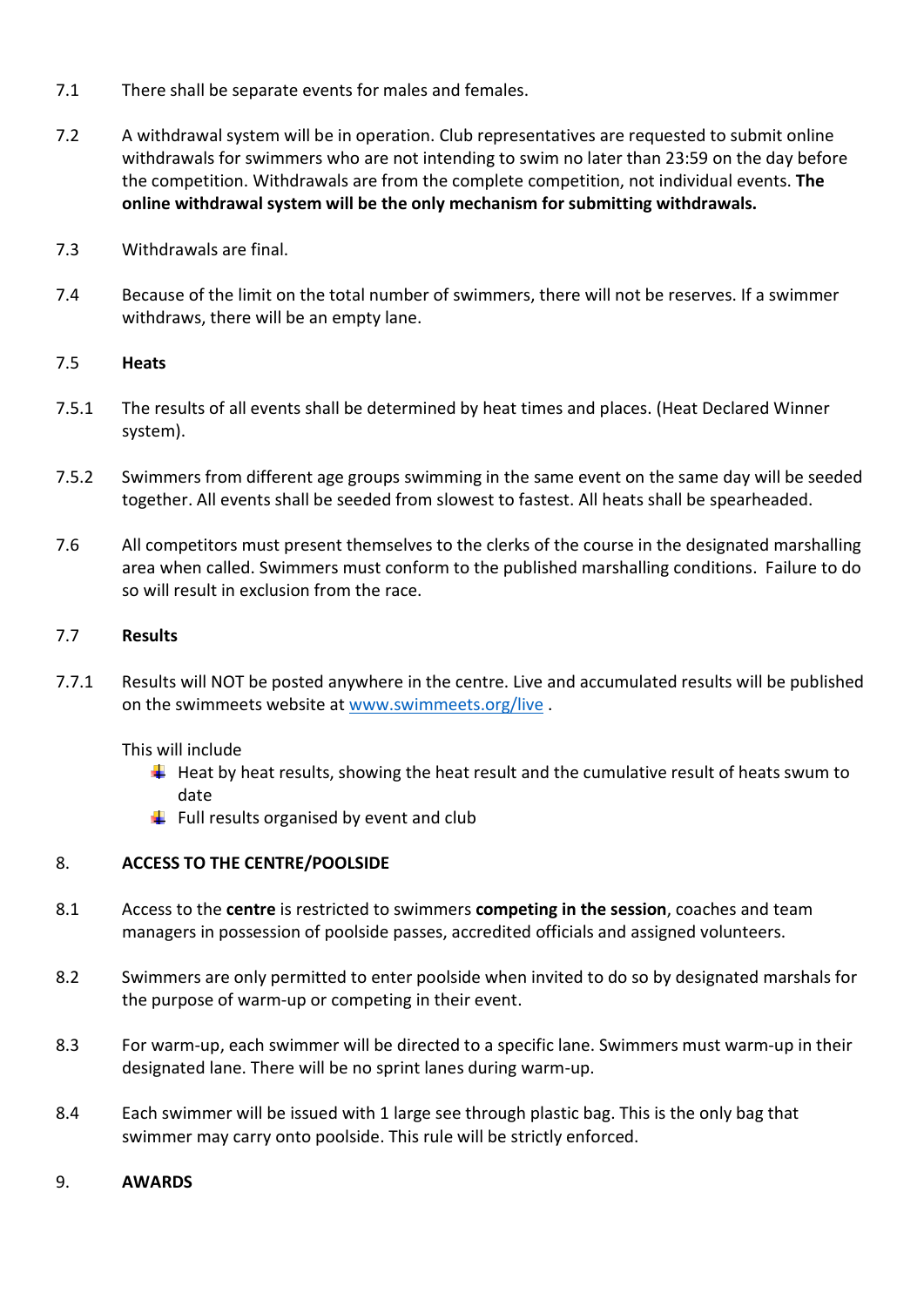7.1 There shall be separate events for males and females.

7.2 A withdrawal system will be in operation. Club representatives are requested to submit online withdrawals for swimmers who are not intending to swim no later than 23:59 on the day before the competition. Withdrawals are from the complete competition, not individual events. **The online withdrawal system will be the only mechanism for submitting withdrawals.**

7.3 Withdrawals are final.

7.4 Because of the limit on the total number of swimmers, there will not be reserves. If a swimmer withdraws, there will be an empty lane.

7.5 **Heats**

7.5.1 The results of all events shall be determined by heat times and places. (Heat Declared Winner system).

7.5.2 Swimmers from different age groups swimming in the same event on the same day will be seeded together. All events shall be seeded from slowest to fastest. All heats shall be spearheaded.

7.6 All competitors must present themselves to the clerks of the course in the designated marshalling area when called. Swimmers must conform to the published marshalling conditions. Failure to do so will result in exclusion from the race.

7.7 **Results**

7.7.1 Results will NOT be posted anywhere in the centre. Live and accumulated results will be published on the swimmeets website at [www.swimmeets.org/live](www.swimmeets.org/live) .

This will include

- Heat by heat results, showing the heat result and the cumulative result of heats swum to date
- Full results organised by event and club

## 8. ACCESS TO THE CENTRE/POOLSIDE

8.1 Access to the **centre** is restricted to swimmers **competing in the session**, coaches and team managers in possession of poolside passes, accredited officials and assigned volunteers.

8.2 Swimmers are only permitted to enter poolside when invited to do so by designated marshals for the purpose of warm-up or competing in their event.

8.3 For warm-up, each swimmer will be directed to a specific lane. Swimmers must warm-up in their designated lane. There will be no sprint lanes during warm-up.

8.4 Each swimmer will be issued with 1 large see through plastic bag. This is the only bag that swimmer may carry onto poolside. This rule will be strictly enforced.

## 9. AWARDS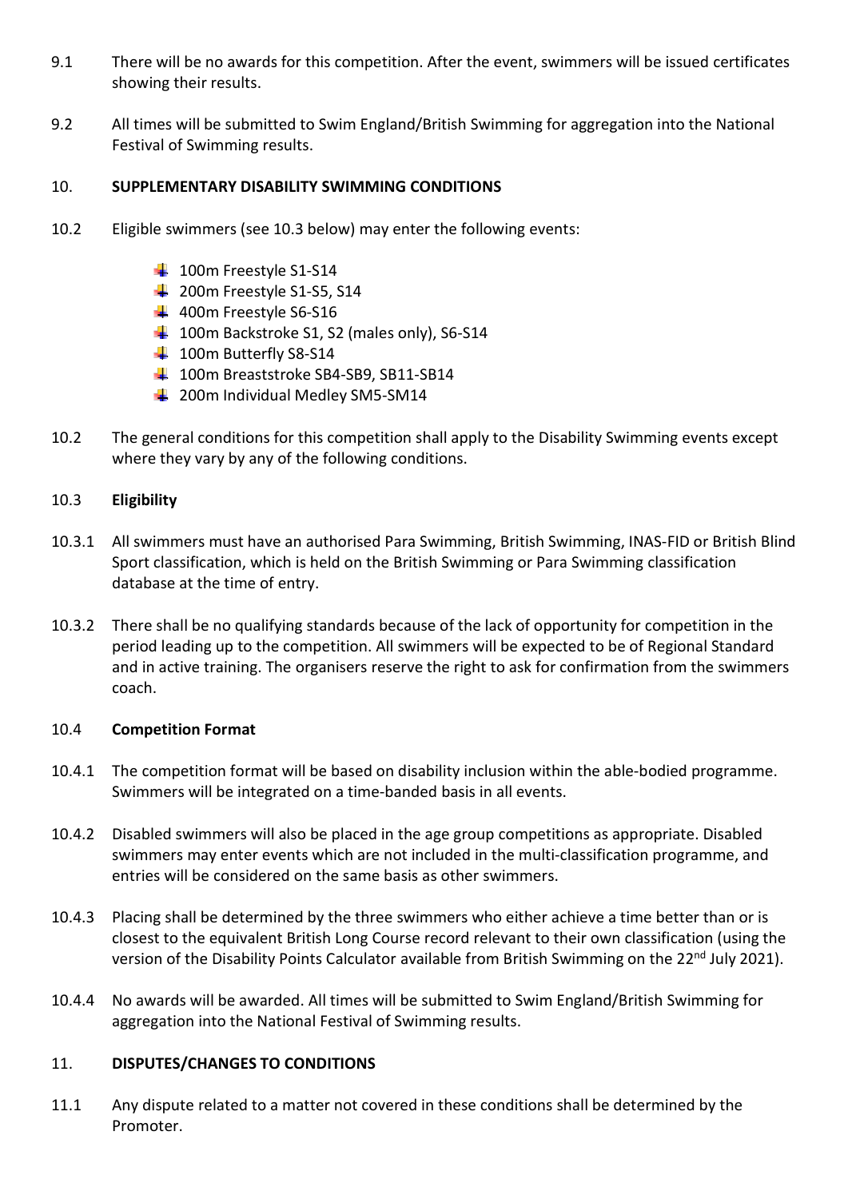9.1 There will be no awards for this competition. After the event, swimmers will be issued certificates showing their results.

9.2 All times will be submitted to Swim England/British Swimming for aggregation into the National Festival of Swimming results.

## 10. SUPPLEMENTARY DISABILITY SWIMMING CONDITIONS

10.2 Eligible swimmers (see 10.3 below) may enter the following events:

- 100m Freestyle S1-S14
- 200m Freestyle S1-S5, S14
- 400m Freestyle S6-S16
- 100m Backstroke S1, S2 (males only), S6-S14
- 100m Butterfly S8-S14
- 100m Breaststroke SB4-SB9, SB11-SB14
- 200m Individual Medley SM5-SM14

10.2 The general conditions for this competition shall apply to the Disability Swimming events except where they vary by any of the following conditions.

### 10.3 Eligibility

10.3.1 All swimmers must have an authorised Para Swimming, British Swimming, INAS-FID or British Blind Sport classification, which is held on the British Swimming or Para Swimming classification database at the time of entry.

10.3.2 There shall be no qualifying standards because of the lack of opportunity for competition in the period leading up to the competition. All swimmers will be expected to be of Regional Standard and in active training. The organisers reserve the right to ask for confirmation from the swimmers coach.

### 10.4 Competition Format

10.4.1 The competition format will be based on disability inclusion within the able-bodied programme. Swimmers will be integrated on a time-banded basis in all events.

10.4.2 Disabled swimmers will also be placed in the age group competitions as appropriate. Disabled swimmers may enter events which are not included in the multi-classification programme, and entries will be considered on the same basis as other swimmers.

10.4.3 Placing shall be determined by the three swimmers who either achieve a time better than or is closest to the equivalent British Long Course record relevant to their own classification (using the version of the Disability Points Calculator available from British Swimming on the 22nd July 2021).

10.4.4 No awards will be awarded. All times will be submitted to Swim England/British Swimming for aggregation into the National Festival of Swimming results.

## 11. DISPUTES/CHANGES TO CONDITIONS

11.1 Any dispute related to a matter not covered in these conditions shall be determined by the Promoter.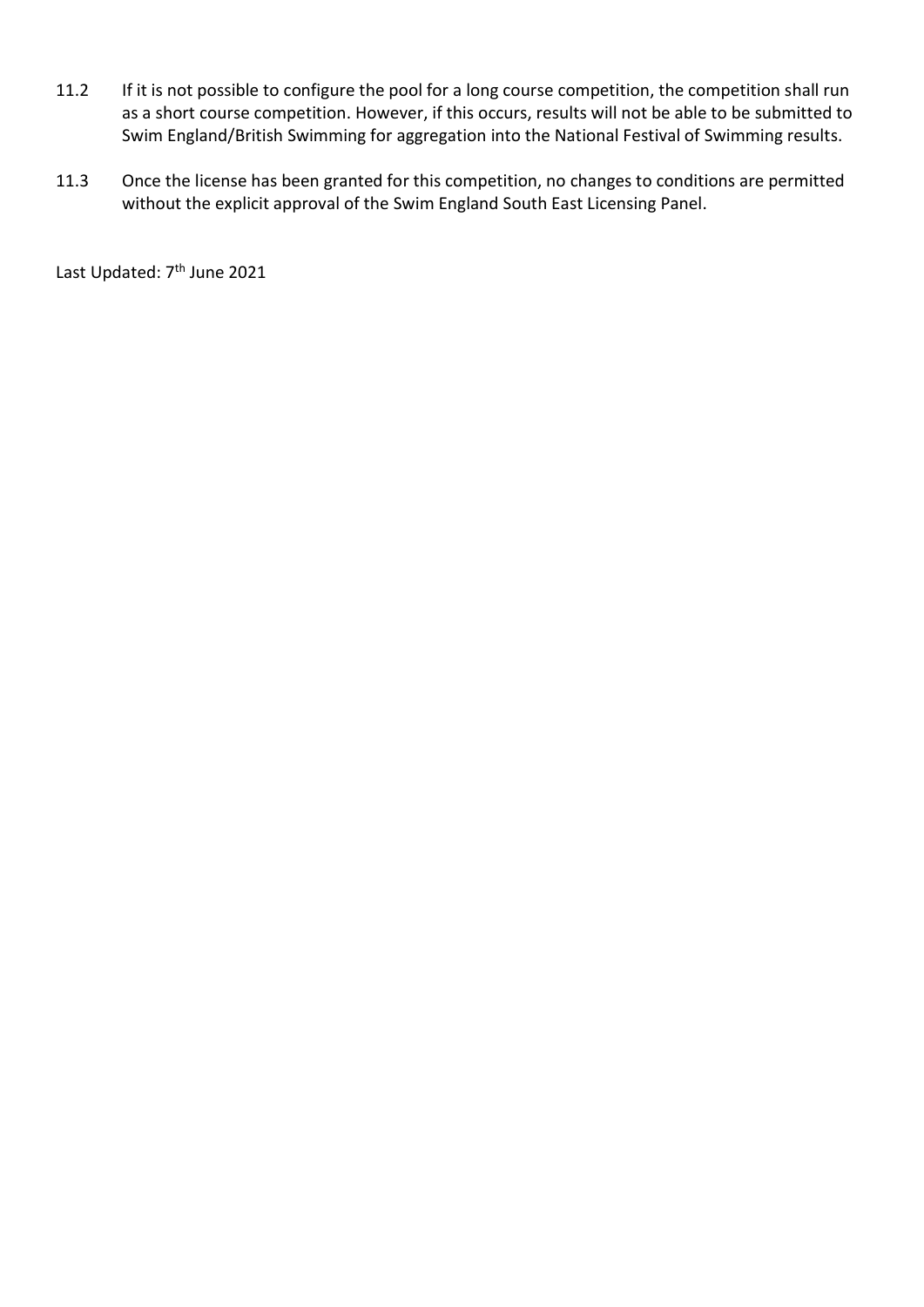11.2 If it is not possible to configure the pool for a long course competition, the competition shall run as a short course competition. However, if this occurs, results will not be able to be submitted to Swim England/British Swimming for aggregation into the National Festival of Swimming results.

11.3 Once the license has been granted for this competition, no changes to conditions are permitted without the explicit approval of the Swim England South East Licensing Panel.

Last Updated: 7th June 2021